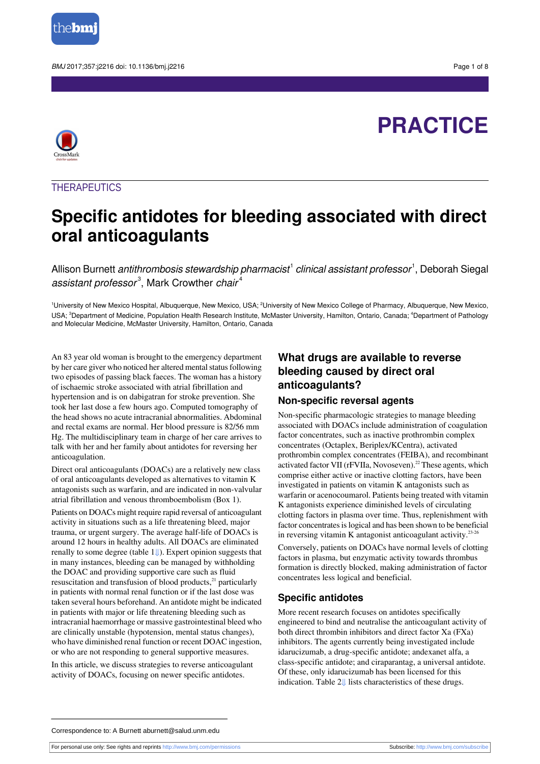PRACTICE

THERAPEUTICS

# Specific antidotes for bleeding associated with direct oral anticoagulants

Allison Burnett *antithrombosis stewardship pharmacist*[1] *clinical assistant professor*[1], Deborah Siegal *assistant professor*[3], Mark Crowther *chair*[4]

[1]University of New Mexico Hospital, Albuquerque, New Mexico, USA; [2]University of New Mexico College of Pharmacy, Albuquerque, New Mexico, USA; [3]Department of Medicine, Population Health Research Institute, McMaster University, Hamilton, Ontario, Canada; [4]Department of Pathology and Molecular Medicine, McMaster University, Hamilton, Ontario, Canada

An 83 year old woman is brought to the emergency department by her care giver who noticed her altered mental status following two episodes of passing black faeces. The woman has a history of ischaemic stroke associated with atrial fibrillation and hypertension and is on dabigatran for stroke prevention. She took her last dose a few hours ago. Computed tomography of the head shows no acute intracranial abnormalities. Abdominal and rectal exams are normal. Her blood pressure is 82/56 mm Hg. The multidisciplinary team in charge of her care arrives to talk with her and her family about antidotes for reversing her anticoagulation.

Direct oral anticoagulants (DOACs) are a relatively new class of oral anticoagulants developed as alternatives to vitamin K antagonists such as warfarin, and are indicated in non-valvular atrial fibrillation and venous thromboembolism (Box 1).

Patients on DOACs might require rapid reversal of anticoagulant activity in situations such as a life threatening bleed, major trauma, or urgent surgery. The average half-life of DOACs is around 12 hours in healthy adults. All DOACs are eliminated renally to some degree (table 1⇓). Expert opinion suggests that in many instances, bleeding can be managed by withholding the DOAC and providing supportive care such as fluid resuscitation and transfusion of blood products,[21] particularly in patients with normal renal function or if the last dose was taken several hours beforehand. An antidote might be indicated in patients with major or life threatening bleeding such as intracranial haemorrhage or massive gastrointestinal bleed who are clinically unstable (hypotension, mental status changes), who have diminished renal function or recent DOAC ingestion, or who are not responding to general supportive measures.

In this article, we discuss strategies to reverse anticoagulant activity of DOACs, focusing on newer specific antidotes.

## What drugs are available to reverse bleeding caused by direct oral anticoagulants?

### Non-specific reversal agents

Non-specific pharmacologic strategies to manage bleeding associated with DOACs include administration of coagulation factor concentrates, such as inactive prothrombin complex concentrates (Octaplex, Beriplex/KCentra), activated prothrombin complex concentrates (FEIBA), and recombinant activated factor VII (rFVIIa, Novoseven).[22] These agents, which comprise either active or inactive clotting factors, have been investigated in patients on vitamin K antagonists such as warfarin or acenocoumarol. Patients being treated with vitamin K antagonists experience diminished levels of circulating clotting factors in plasma over time. Thus, replenishment with factor concentrates is logical and has been shown to be beneficial in reversing vitamin K antagonist anticoagulant activity.[23-26]

Conversely, patients on DOACs have normal levels of clotting factors in plasma, but enzymatic activity towards thrombus formation is directly blocked, making administration of factor concentrates less logical and beneficial.

### Specific antidotes

More recent research focuses on antidotes specifically engineered to bind and neutralise the anticoagulant activity of both direct thrombin inhibitors and direct factor Xa (FXa) inhibitors. The agents currently being investigated include idarucizumab, a drug-specific antidote; andexanet alfa, a class-specific antidote; and ciraparantag, a universal antidote. Of these, only idarucizumab has been licensed for this indication. Table 2⇓ lists characteristics of these drugs.

Correspondence to: A Burnett aburnett@salud.unm.edu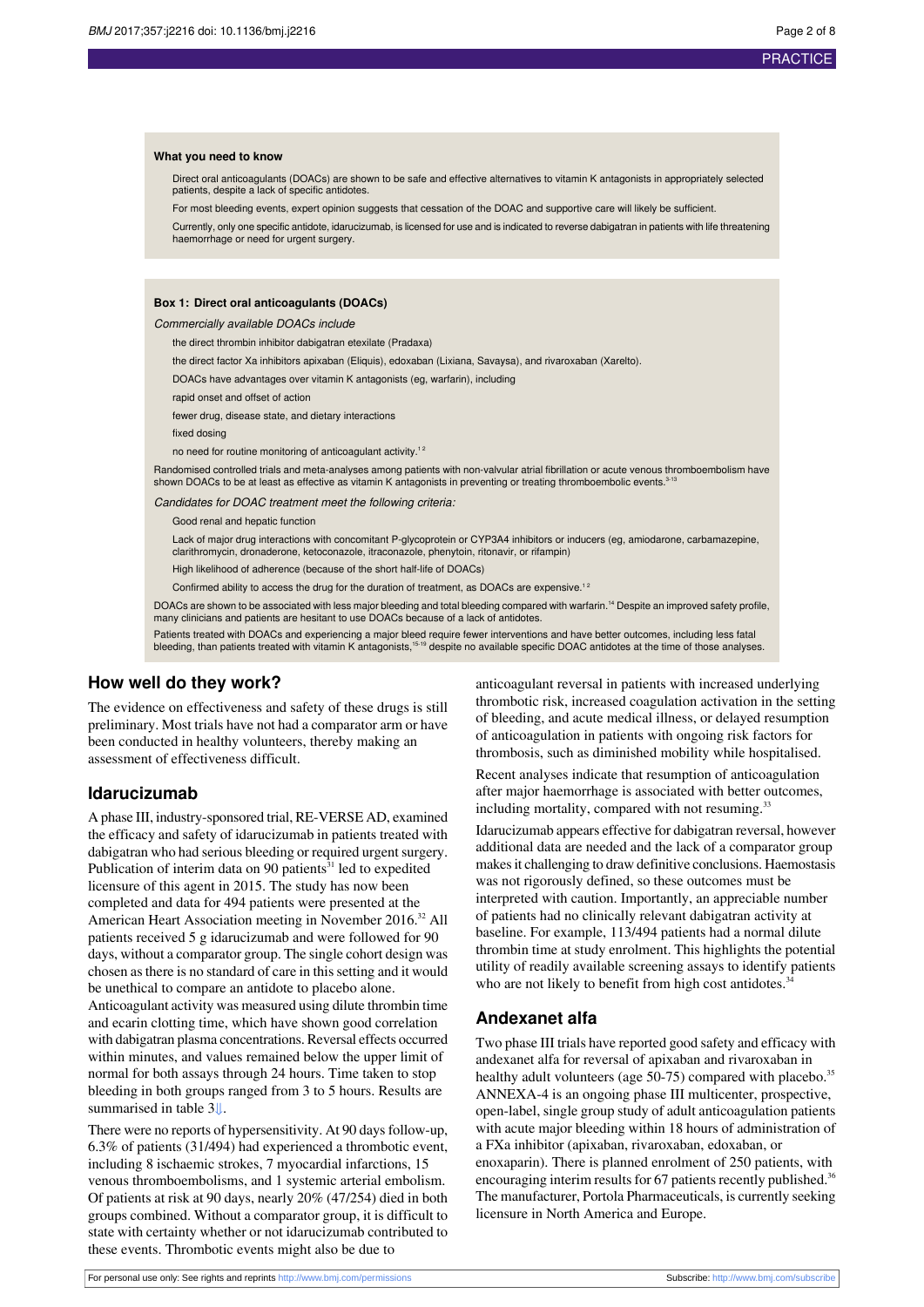### What you need to know

Direct oral anticoagulants (DOACs) are shown to be safe and effective alternatives to vitamin K antagonists in appropriately selected patients, despite a lack of specific antidotes.

For most bleeding events, expert opinion suggests that cessation of the DOAC and supportive care will likely be sufficient.

Currently, only one specific antidote, idarucizumab, is licensed for use and is indicated to reverse dabigatran in patients with life threatening haemorrhage or need for urgent surgery.

### Box 1: Direct oral anticoagulants (DOACs)

*Commercially available DOACs include*

- the direct thrombin inhibitor dabigatran etexilate (Pradaxa)
- the direct factor Xa inhibitors apixaban (Eliquis), edoxaban (Lixiana, Savaysa), and rivaroxaban (Xarelto).
- DOACs have advantages over vitamin K antagonists (eg, warfarin), including
- rapid onset and offset of action
- fewer drug, disease state, and dietary interactions
- fixed dosing
- no need for routine monitoring of anticoagulant activity.[1,2]

Randomised controlled trials and meta-analyses among patients with non-valvular atrial fibrillation or acute venous thromboembolism have shown DOACs to be at least as effective as vitamin K antagonists in preventing or treating thromboembolic events.[3-13]

*Candidates for DOAC treatment meet the following criteria:*

- Good renal and hepatic function
- Lack of major drug interactions with concomitant P-glycoprotein or CYP3A4 inhibitors or inducers (eg, amiodarone, carbamazepine, clarithromycin, dronaderone, ketoconazole, itraconazole, phenytoin, ritonavir, or rifampin)
- High likelihood of adherence (because of the short half-life of DOACs)
- Confirmed ability to access the drug for the duration of treatment, as DOACs are expensive.[1,2]

DOACs are shown to be associated with less major bleeding and total bleeding compared with warfarin.[14] Despite an improved safety profile, many clinicians and patients are hesitant to use DOACs because of a lack of antidotes.

Patients treated with DOACs and experiencing a major bleed require fewer interventions and have better outcomes, including less fatal bleeding, than patients treated with vitamin K antagonists,[15-19] despite no available specific DOAC antidotes at the time of those analyses.

## How well do they work?

The evidence on effectiveness and safety of these drugs is still preliminary. Most trials have not had a comparator arm or have been conducted in healthy volunteers, thereby making an assessment of effectiveness difficult.

## Idarucizumab

A phase III, industry-sponsored trial, RE-VERSE AD, examined the efficacy and safety of idarucizumab in patients treated with dabigatran who had serious bleeding or required urgent surgery. Publication of interim data on 90 patients[31] led to expedited licensure of this agent in 2015. The study has now been completed and data for 494 patients were presented at the American Heart Association meeting in November 2016.[32] All patients received 5 g idarucizumab and were followed for 90 days, without a comparator group. The single cohort design was chosen as there is no standard of care in this setting and it would be unethical to compare an antidote to placebo alone.

Anticoagulant activity was measured using dilute thrombin time and ecarin clotting time, which have shown good correlation with dabigatran plasma concentrations. Reversal effects occurred within minutes, and values remained below the upper limit of normal for both assays through 24 hours. Time taken to stop bleeding in both groups ranged from 3 to 5 hours. Results are summarised in table 3⇓.

There were no reports of hypersensitivity. At 90 days follow-up, 6.3% of patients (31/494) had experienced a thrombotic event, including 8 ischaemic strokes, 7 myocardial infarctions, 15 venous thromboembolisms, and 1 systemic arterial embolism. Of patients at risk at 90 days, nearly 20% (47/254) died in both groups combined. Without a comparator group, it is difficult to state with certainty whether or not idarucizumab contributed to these events. Thrombotic events might also be due to anticoagulant reversal in patients with increased underlying thrombotic risk, increased coagulation activation in the setting of bleeding, and acute medical illness, or delayed resumption of anticoagulation in patients with ongoing risk factors for thrombosis, such as diminished mobility while hospitalised.

Recent analyses indicate that resumption of anticoagulation after major haemorrhage is associated with better outcomes, including mortality, compared with not resuming.[33]

Idarucizumab appears effective for dabigatran reversal, however additional data are needed and the lack of a comparator group makes it challenging to draw definitive conclusions. Haemostasis was not rigorously defined, so these outcomes must be interpreted with caution. Importantly, an appreciable number of patients had no clinically relevant dabigatran activity at baseline. For example, 113/494 patients had a normal dilute thrombin time at study enrolment. This highlights the potential utility of readily available screening assays to identify patients who are not likely to benefit from high cost antidotes.[34]

## Andexanet alfa

Two phase III trials have reported good safety and efficacy with andexanet alfa for reversal of apixaban and rivaroxaban in healthy adult volunteers (age 50-75) compared with placebo.[35] ANNEXA-4 is an ongoing phase III multicenter, prospective, open-label, single group study of adult anticoagulation patients with acute major bleeding within 18 hours of administration of a FXa inhibitor (apixaban, rivaroxaban, edoxaban, or enoxaparin). There is planned enrolment of 250 patients, with encouraging interim results for 67 patients recently published.[36] The manufacturer, Portola Pharmaceuticals, is currently seeking licensure in North America and Europe.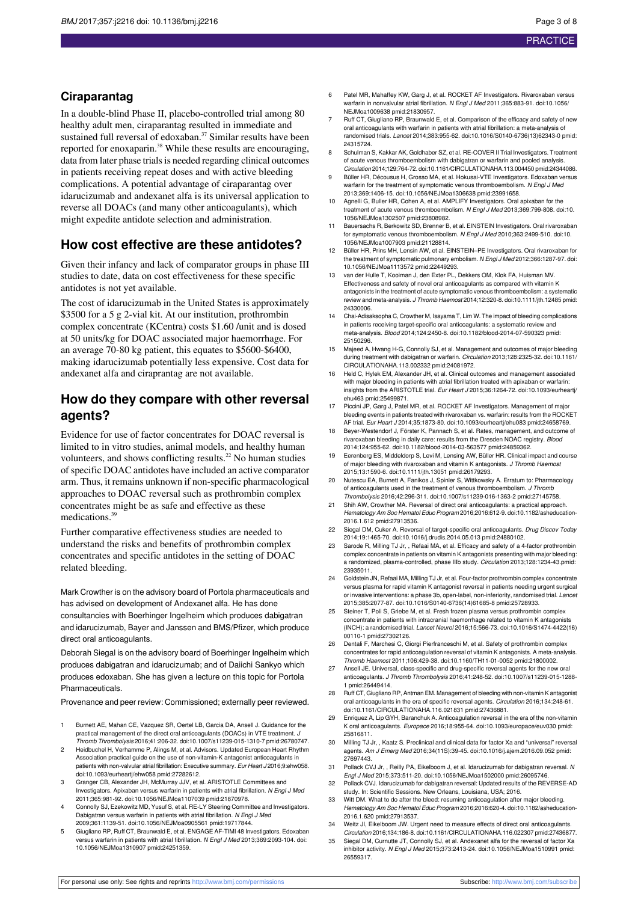## Ciraparantag

In a double-blind Phase II, placebo-controlled trial among 80 healthy adult men, ciraparantag resulted in immediate and sustained full reversal of edoxaban.[37] Similar results have been reported for enoxaparin.[38] While these results are encouraging, data from later phase trials is needed regarding clinical outcomes in patients receiving repeat doses and with active bleeding complications. A potential advantage of ciraparantag over idarucizumab and andexanet alfa is its universal application to reverse all DOACs (and many other anticoagulants), which might expedite antidote selection and administration.

## How cost effective are these antidotes?

Given their infancy and lack of comparator groups in phase III studies to date, data on cost effectiveness for these specific antidotes is not yet available.

The cost of idarucizumab in the United States is approximately \$3500 for a 5 g 2-vial kit. At our institution, prothrombin complex concentrate (KCentra) costs \$1.60 /unit and is dosed at 50 units/kg for DOAC associated major haemorrhage. For an average 70-80 kg patient, this equates to \$5600-\$6400, making idarucizumab potentially less expensive. Cost data for andexanet alfa and ciraprantag are not available.

## How do they compare with other reversal agents?

Evidence for use of factor concentrates for DOAC reversal is limited to in vitro studies, animal models, and healthy human volunteers, and shows conflicting results.[22] No human studies of specific DOAC antidotes have included an active comparator arm. Thus, it remains unknown if non-specific pharmacological approaches to DOAC reversal such as prothrombin complex concentrates might be as safe and effective as these medications.[39]

Further comparative effectiveness studies are needed to understand the risks and benefits of prothrombin complex concentrates and specific antidotes in the setting of DOAC related bleeding.

Mark Crowther is on the advisory board of Portola pharmaceuticals and has advised on development of Andexanet alfa. He has done consultancies with Boerhinger Ingelheim which produces dabigatran and idarucizumab, Bayer and Janssen and BMS/Pfizer, which produce direct oral anticoagulants.

Deborah Siegal is on the advisory board of Boerhinger Ingelheim which produces dabigatran and idarucizumab; and of Daiichi Sankyo which produces edoxaban. She has given a lecture on this topic for Portola Pharmaceuticals.

Provenance and peer review: Commissioned; externally peer reviewed.

1. Burnett AE, Mahan CE, Vazquez SR, Oertel LB, Garcia DA, Ansell J. Guidance for the practical management of the direct oral anticoagulants (DOACs) in VTE treatment. *J Thromb Thrombolysis* 2016;41:206-32. doi:10.1007/s11239-015-1310-7 pmid:26780747.
2. Heidbuchel H, Verhamme P, Alings M, et al. Advisors. Updated European Heart Rhythm Association practical guide on the use of non-vitamin-K antagonist anticoagulants in patients with non-valvular atrial fibrillation: Executive summary. *Eur Heart J* 2016;9:ehw058. doi:10.1093/eurheartj/ehw058 pmid:27282612.
3. Granger CB, Alexander JH, McMurray JJV, et al. ARISTOTLE Committees and Investigators. Apixaban versus warfarin in patients with atrial fibrillation. *N Engl J Med* 2011;365:981-92. doi:10.1056/NEJMoa1107039 pmid:21870978.
4. Connolly SJ, Ezekowitz MD, Yusuf S, et al. RE-LY Steering Committee and Investigators. Dabigatran versus warfarin in patients with atrial fibrillation. *N Engl J Med* 2009;361:1139-51. doi:10.1056/NEJMoa0905561 pmid:19717844.
5. Giugliano RP, Ruff CT, Braunwald E, et al. ENGAGE AF-TIMI 48 Investigators. Edoxaban versus warfarin in patients with atrial fibrillation. *N Engl J Med* 2013;369:2093-104. doi:10.1056/NEJMoa1310907 pmid:24251359.
6. Patel MR, Mahaffey KW, Garg J, et al. ROCKET AF Investigators. Rivaroxaban versus warfarin in nonvalvular atrial fibrillation. *N Engl J Med* 2011;365:883-91. doi:10.1056/NEJMoa1009638 pmid:21830957.
7. Ruff CT, Giugliano RP, Braunwald E, et al. Comparison of the efficacy and safety of new oral anticoagulants with warfarin in patients with atrial fibrillation: a meta-analysis of randomised trials. *Lancet* 2014;383:955-62. doi:10.1016/S0140-6736(13)62343-0 pmid:24315724.
8. Schulman S, Kakkar AK, Goldhaber SZ, et al. RE-COVER II Trial Investigators. Treatment of acute venous thromboembolism with dabigatran or warfarin and pooled analysis. *Circulation* 2014;129:764-72. doi:10.1161/CIRCULATIONAHA.113.004450 pmid:24344086.
9. Büller HR, Décousus H, Grosso MA, et al. Hokusai-VTE Investigators. Edoxaban versus warfarin for the treatment of symptomatic venous thromboembolism. *N Engl J Med* 2013;369:1406-15. doi:10.1056/NEJMoa1306638 pmid:23991658.
10. Agnelli G, Buller HR, Cohen A, et al. AMPLIFY Investigators. Oral apixaban for the treatment of acute venous thromboembolism. *N Engl J Med* 2013;369:799-808. doi:10.1056/NEJMoa1302507 pmid:23808982.
11. Bauersachs R, Berkowitz SD, Brenner B, et al. EINSTEIN Investigators. Oral rivaroxaban for symptomatic venous thromboembolism. *N Engl J Med* 2010;363:2499-510. doi:10.1056/NEJMoa1007903 pmid:21128814.
12. Büller HR, Prins MH, Lensin AW, et al. EINSTEIN–PE Investigators. Oral rivaroxaban for the treatment of symptomatic pulmonary embolism. *N Engl J Med* 2012;366:1287-97. doi:10.1056/NEJMoa1113572 pmid:22449293.
13. van der Hulle T, Kooiman J, den Exter PL, Dekkers OM, Klok FA, Huisman MV. Effectiveness and safety of novel oral anticoagulants as compared with vitamin K antagonists in the treatment of acute symptomatic venous thromboembolism: a systematic review and meta-analysis. *J Thromb Haemost* 2014;12:320-8. doi:10.1111/jth.12485 pmid:24330006.
14. Chai-Adisaksopha C, Crowther M, Isayama T, Lim W. The impact of bleeding complications in patients receiving target-specific oral anticoagulants: a systematic review and meta-analysis. *Blood* 2014;124:2450-8. doi:10.1182/blood-2014-07-590323 pmid:25150296.
15. Majeed A, Hwang H-G, Connolly SJ, et al. Management and outcomes of major bleeding during treatment with dabigatran or warfarin. *Circulation* 2013;128:2325-32. doi:10.1161/CIRCULATIONAHA.113.002332 pmid:24081972.
16. Held C, Hylek EM, Alexander JH, et al. Clinical outcomes and management associated with major bleeding in patients with atrial fibrillation treated with apixaban or warfarin: insights from the ARISTOTLE trial. *Eur Heart J* 2015;36:1264-72. doi:10.1093/eurheartj/ehu463 pmid:25499871.
17. Piccini JP, Garg J, Patel MR, et al. ROCKET AF Investigators. Management of major bleeding events in patients treated with rivaroxaban vs. warfarin: results from the ROCKET AF trial. *Eur Heart J* 2014;35:1873-80. doi:10.1093/eurheartj/ehu083 pmid:24658769.
18. Beyer-Westendorf J, Förster K, Pannach S, et al. Rates, management, and outcome of rivaroxaban bleeding in daily care: results from the Dresden NOAC registry. *Blood* 2014;124:955-62. doi:10.1182/blood-2014-03-563577 pmid:24859362.
19. Eerenberg ES, Middeldorp S, Levi M, Lensing AW, Büller HR. Clinical impact and course of major bleeding with rivaroxaban and vitamin K antagonists. *J Thromb Haemost* 2015;13:1590-6. doi:10.1111/jth.13051 pmid:26179293.
20. Nutescu EA, Burnett A, Fanikos J, Spinler S, Wittkowsky A. Erratum to: Pharmacology of anticoagulants used in the treatment of venous thromboembolism. *J Thromb Thrombolysis* 2016;42:296-311. doi:10.1007/s11239-016-1363-2 pmid:27145758.
21. Shih AW, Crowther MA. Reversal of direct oral anticoagulants: a practical approach. *Hematology Am Soc Hematol Educ Program* 2016;2016:612-9. doi:10.1182/asheducation-2016.1.612 pmid:27913536.
22. Siegal DM, Cuker A. Reversal of target-specific oral anticoagulants. *Drug Discov Today* 2014;19:1465-70. doi:10.1016/j.drudis.2014.05.013 pmid:24880102.
23. Sarode R, Milling TJ Jr, , Refaai MA, et al. Efficacy and safety of a 4-factor prothrombin complex concentrate in patients on vitamin K antagonists presenting with major bleeding: a randomized, plasma-controlled, phase IIIb study. *Circulation* 2013;128:1234-43.pmid:23935011.
24. Goldstein JN, Refaai MA, Milling TJ Jr, et al. Four-factor prothrombin complex concentrate versus plasma for rapid vitamin K antagonist reversal in patients needing urgent surgical or invasive interventions: a phase 3b, open-label, non-inferiority, randomised trial. *Lancet* 2015;385:2077-87. doi:10.1016/S0140-6736(14)61685-8 pmid:25728933.
25. Steiner T, Poli S, Griebe M, et al. Fresh frozen plasma versus prothrombin complex concentrate in patients with intracranial haemorrhage related to vitamin K antagonists (INCH): a randomised trial. *Lancet Neurol* 2016;15:566-73. doi:10.1016/S1474-4422(16)00110-1 pmid:27302126.
26. Dentali F, Marchesi C, Giorgi Pierfranceschi M, et al. Safety of prothrombin complex concentrates for rapid anticoagulation reversal of vitamin K antagonists. A meta-analysis. *Thromb Haemost* 2011;106:429-38. doi:10.1160/TH11-01-0052 pmid:21800002.
27. Ansell JE. Universal, class-specific and drug-specific reversal agents for the new oral anticoagulants. *J Thromb Thrombolysis* 2016;41:248-52. doi:10.1007/s11239-015-1288-1 pmid:26449414.
28. Ruff CT, Giugliano RP, Antman EM. Management of bleeding with non-vitamin K antagonist oral anticoagulants in the era of specific reversal agents. *Circulation* 2016;134:248-61. doi:10.1161/CIRCULATIONAHA.116.021831 pmid:27436881.
29. Enriquez A, Lip GYH, Baranchuk A. Anticoagulation reversal in the era of the non-vitamin K oral anticoagulants. *Europace* 2016;18:955-64. doi:10.1093/europace/euv030 pmid:25816811.
30. Milling TJ Jr, , Kaatz S. Preclinical and clinical data for factor Xa and "universal" reversal agents. *Am J Emerg Med* 2016;34(11S):39-45. doi:10.1016/j.ajem.2016.09.052 pmid:27697443.
31. Pollack CVJ Jr, , Reilly PA, Eikelboom J, et al. Idarucizumab for dabigatran reversal. *N Engl J Med* 2015;373:511-20. doi:10.1056/NEJMoa1502000 pmid:26095746.
32. Pollack CVJ. Idarucizumab for dabigatran reversal: Updated results of the REVERSE-AD study. In: Scientific Sessions. New Orleans, Louisiana, USA; 2016.
33. Witt DM. What to do after the bleed: resuming anticoagulation after major bleeding. *Hematology Am Soc Hematol Educ Program* 2016;2016:620-4. doi:10.1182/asheducation-2016.1.620 pmid:27913537.
34. Weitz JI, Eikelboom JW. Urgent need to measure effects of direct oral anticoagulants. *Circulation* 2016;134:186-8. doi:10.1161/CIRCULATIONAHA.116.022307 pmid:27436877.
35. Siegal DM, Curnutte JT, Connolly SJ, et al. Andexanet alfa for the reversal of factor Xa inhibitor activity. *N Engl J Med* 2015;373:2413-24. doi:10.1056/NEJMoa1510991 pmid:26559317.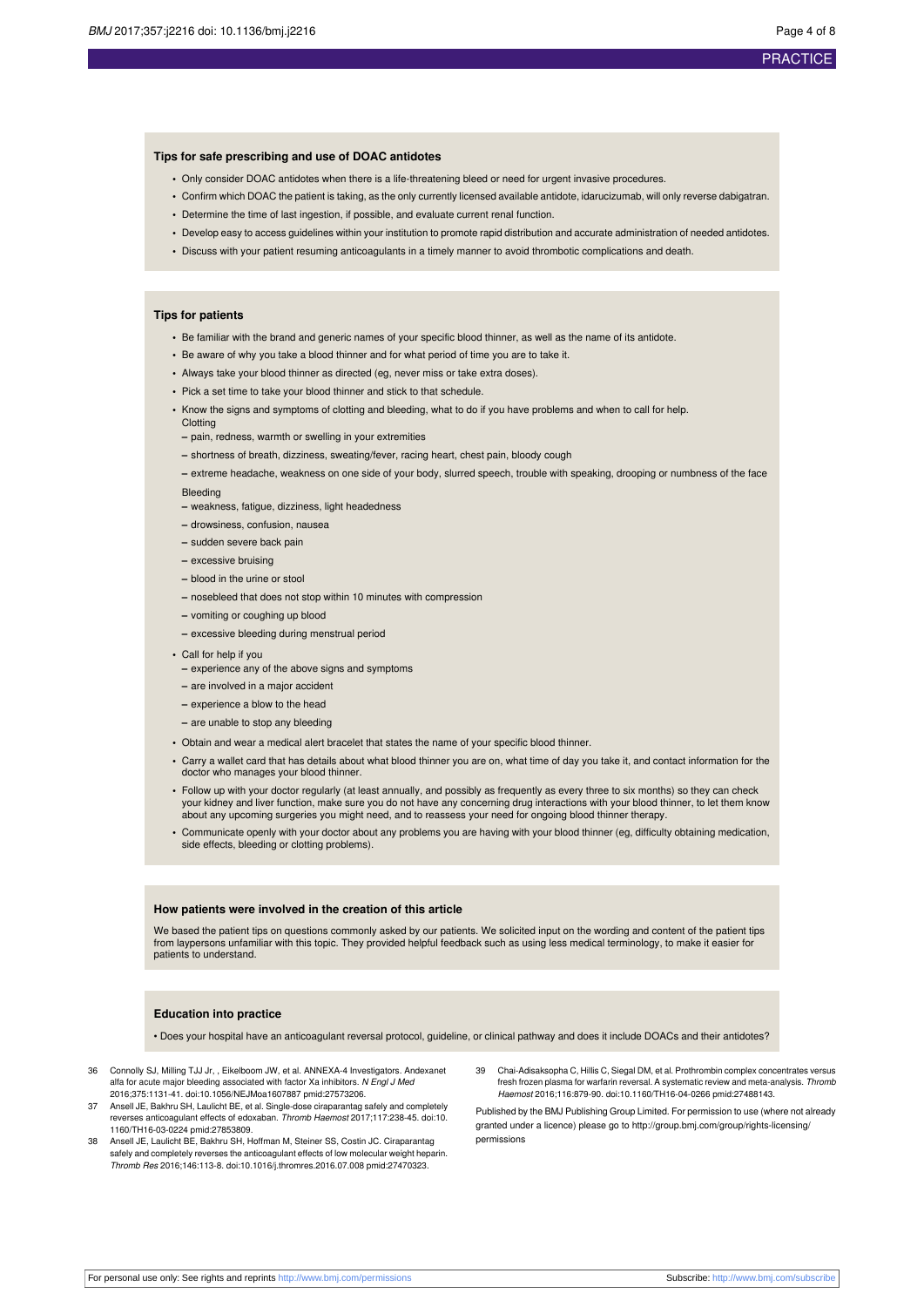### Tips for safe prescribing and use of DOAC antidotes

- Only consider DOAC antidotes when there is a life-threatening bleed or need for urgent invasive procedures.
- Confirm which DOAC the patient is taking, as the only currently licensed available antidote, idarucizumab, will only reverse dabigatran.
- Determine the time of last ingestion, if possible, and evaluate current renal function.
- Develop easy to access guidelines within your institution to promote rapid distribution and accurate administration of needed antidotes.
- Discuss with your patient resuming anticoagulants in a timely manner to avoid thrombotic complications and death.

### Tips for patients

- Be familiar with the brand and generic names of your specific blood thinner, as well as the name of its antidote.
- Be aware of why you take a blood thinner and for what period of time you are to take it.
- Always take your blood thinner as directed (eg, never miss or take extra doses).
- Pick a set time to take your blood thinner and stick to that schedule.
- Know the signs and symptoms of clotting and bleeding, what to do if you have problems and when to call for help.
  Clotting
  - pain, redness, warmth or swelling in your extremities
  - shortness of breath, dizziness, sweating/fever, racing heart, chest pain, bloody cough
  - extreme headache, weakness on one side of your body, slurred speech, trouble with speaking, drooping or numbness of the face

  Bleeding
  - weakness, fatigue, dizziness, light headedness
  - drowsiness, confusion, nausea
  - sudden severe back pain
  - excessive bruising
  - blood in the urine or stool
  - nosebleed that does not stop within 10 minutes with compression
  - vomiting or coughing up blood
  - excessive bleeding during menstrual period
- Call for help if you
  - experience any of the above signs and symptoms
  - are involved in a major accident
  - experience a blow to the head
  - are unable to stop any bleeding
- Obtain and wear a medical alert bracelet that states the name of your specific blood thinner.
- Carry a wallet card that has details about what blood thinner you are on, what time of day you take it, and contact information for the doctor who manages your blood thinner.
- Follow up with your doctor regularly (at least annually, and possibly as frequently as every three to six months) so they can check your kidney and liver function, make sure you do not have any concerning drug interactions with your blood thinner, to let them know about any upcoming surgeries you might need, and to reassess your need for ongoing blood thinner therapy.
- Communicate openly with your doctor about any problems you are having with your blood thinner (eg, difficulty obtaining medication, side effects, bleeding or clotting problems).

### How patients were involved in the creation of this article

We based the patient tips on questions commonly asked by our patients. We solicited input on the wording and content of the patient tips from laypersons unfamiliar with this topic. They provided helpful feedback such as using less medical terminology, to make it easier for patients to understand.

### Education into practice

- Does your hospital have an anticoagulant reversal protocol, guideline, or clinical pathway and does it include DOACs and their antidotes?

36. Connolly SJ, Milling TJJ Jr, , Eikelboom JW, et al. ANNEXA-4 Investigators. Andexanet alfa for acute major bleeding associated with factor Xa inhibitors. *N Engl J Med* 2016;375:1131-41. doi:10.1056/NEJMoa1607887 pmid:27573206.
37. Ansell JE, Bakhru SH, Laulicht BE, et al. Single-dose ciraparantag safely and completely reverses anticoagulant effects of edoxaban. *Thromb Haemost* 2017;117:238-45. doi:10.1160/TH16-03-0224 pmid:27853809.
38. Ansell JE, Laulicht BE, Bakhru SH, Hoffman M, Steiner SS, Costin JC. Ciraparantag safely and completely reverses the anticoagulant effects of low molecular weight heparin. *Thromb Res* 2016;146:113-8. doi:10.1016/j.thromres.2016.07.008 pmid:27470323.
39. Chai-Adisaksopha C, Hillis C, Siegal DM, et al. Prothrombin complex concentrates versus fresh frozen plasma for warfarin reversal. A systematic review and meta-analysis. *Thromb Haemost* 2016;116:879-90. doi:10.1160/TH16-04-0266 pmid:27488143.

Published by the BMJ Publishing Group Limited. For permission to use (where not already granted under a licence) please go to http://group.bmj.com/group/rights-licensing/permissions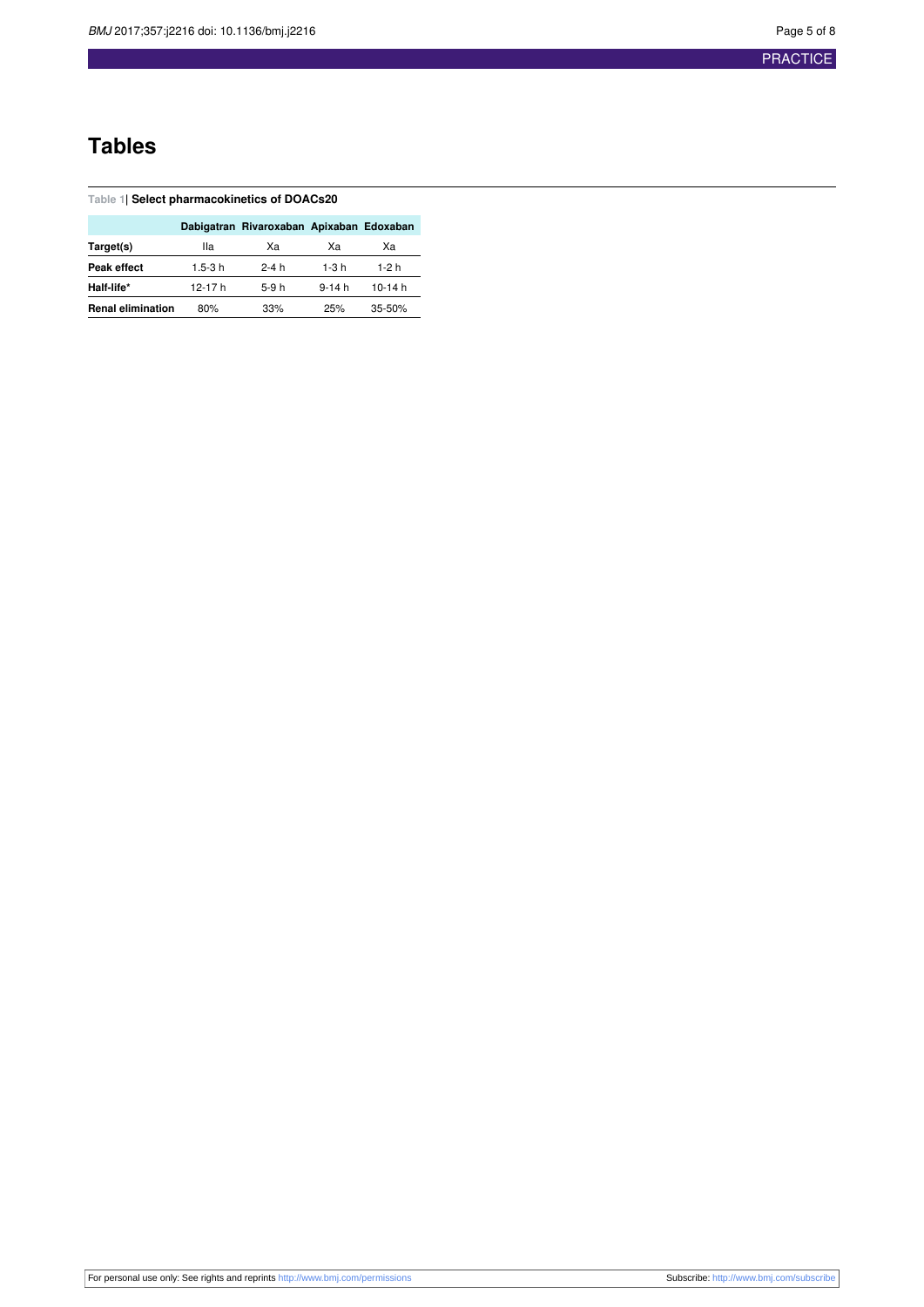# Tables

**Table 1| Select pharmacokinetics of DOACs20**

| | Dabigatran | Rivaroxaban | Apixaban | Edoxaban |
|---|---|---|---|---|
| **Target(s)** | IIa | Xa | Xa | Xa |
| **Peak effect** | 1.5-3 h | 2-4 h | 1-3 h | 1-2 h |
| **Half-life*** | 12-17 h | 5-9 h | 9-14 h | 10-14 h |
| **Renal elimination** | 80% | 33% | 25% | 35-50% |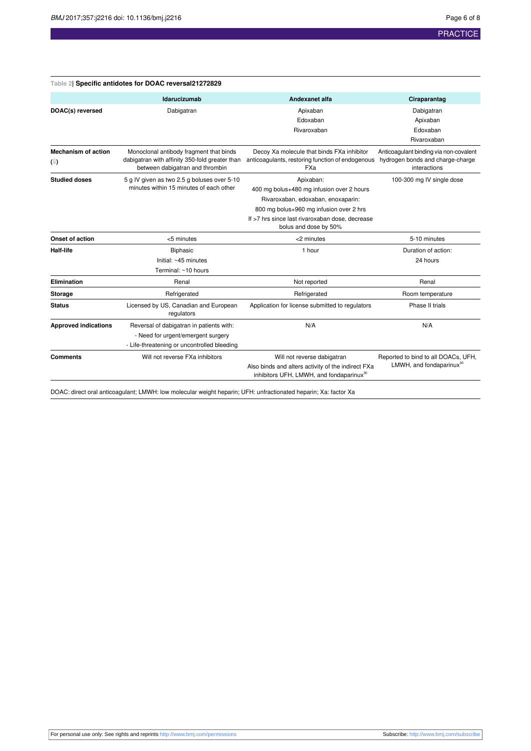**Table 2| Specific antidotes for DOAC reversal[21,27,28,29]**

| | Idarucizumab | Andexanet alfa | Ciraparantag |
|---|---|---|---|
| **DOAC(s) reversed** | Dabigatran | Apixaban<br>Edoxaban<br>Rivaroxaban | Dabigatran<br>Apixaban<br>Edoxaban<br>Rivaroxaban |
| **Mechanism of action** (⇩) | Monoclonal antibody fragment that binds dabigatran with affinity 350-fold greater than between dabigatran and thrombin | Decoy Xa molecule that binds FXa inhibitor anticoagulants, restoring function of endogenous FXa | Anticoagulant binding via non-covalent hydrogen bonds and charge-charge interactions |
| **Studied doses** | 5 g IV given as two 2.5 g boluses over 5-10 minutes within 15 minutes of each other | Apixaban:<br>400 mg bolus+480 mg infusion over 2 hours<br>Rivaroxaban, edoxaban, enoxaparin:<br>800 mg bolus+960 mg infusion over 2 hrs<br>If >7 hrs since last rivaroxaban dose, decrease bolus and dose by 50% | 100-300 mg IV single dose |
| **Onset of action** | <5 minutes | <2 minutes | 5-10 minutes |
| **Half-life** | Biphasic<br>Initial: ~45 minutes<br>Terminal: ~10 hours | 1 hour | Duration of action:<br>24 hours |
| **Elimination** | Renal | Not reported | Renal |
| **Storage** | Refrigerated | Refrigerated | Room temperature |
| **Status** | Licensed by US, Canadian and European regulators | Application for license submitted to regulators | Phase II trials |
| **Approved indications** | Reversal of dabigatran in patients with:<br>- Need for urgent/emergent surgery<br>- Life-threatening or uncontrolled bleeding | N/A | N/A |
| **Comments** | Will not reverse FXa inhibitors | Will not reverse dabigatran<br>Also binds and alters activity of the indirect FXa inhibitors UFH, LMWH, and fondaparinux[30] | Reported to bind to all DOACs, UFH, LMWH, and fondaparinux[30] |

DOAC: direct oral anticoagulant; LMWH: low molecular weight heparin; UFH: unfractionated heparin; Xa: factor Xa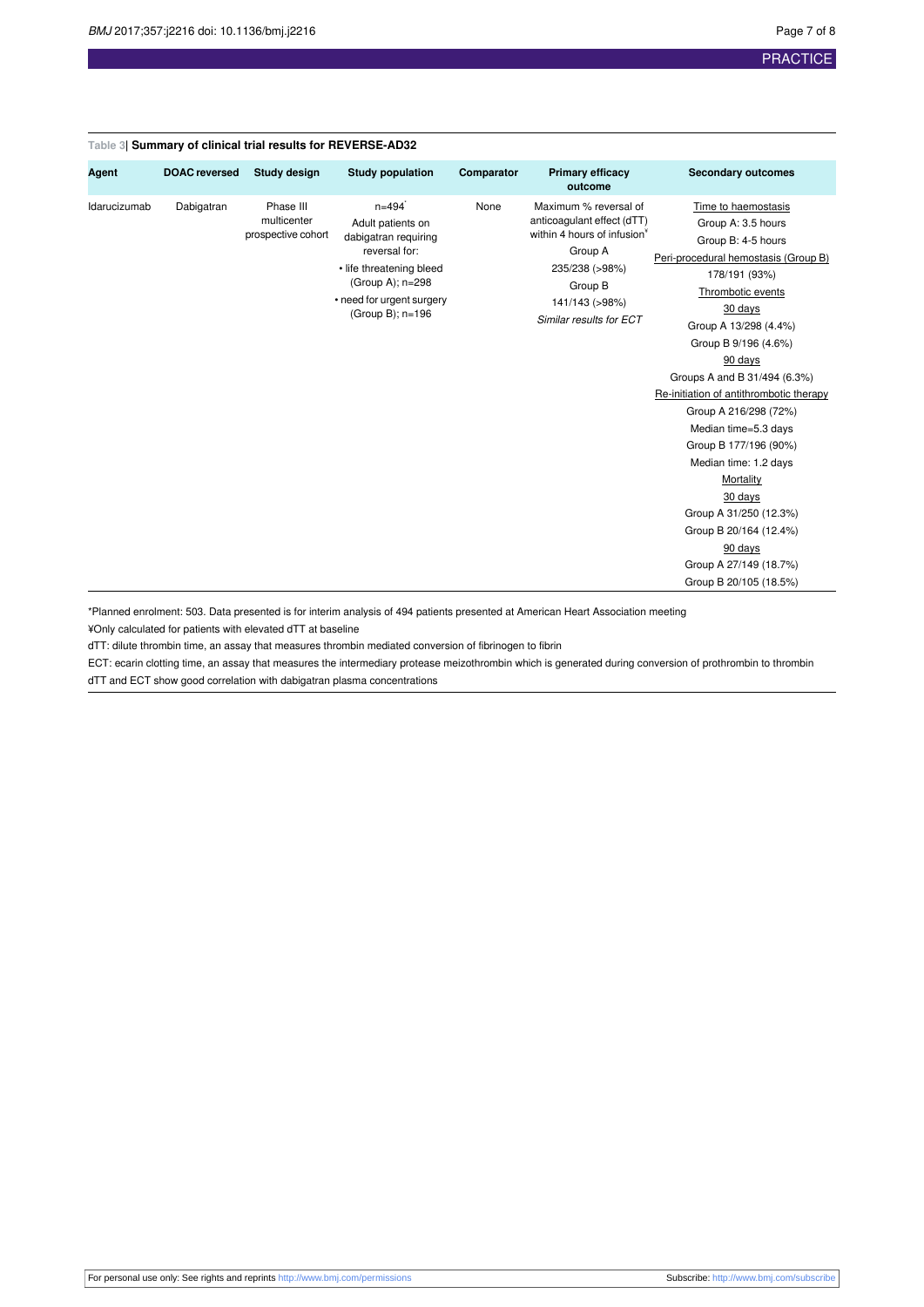**Table 3| Summary of clinical trial results for REVERSE-AD32**

| Agent | DOAC reversed | Study design | Study population | Comparator | Primary efficacy outcome | Secondary outcomes |
|---|---|---|---|---|---|---|
| Idarucizumab | Dabigatran | Phase III multicenter prospective cohort | n=494* Adult patients on dabigatran requiring reversal for: • life threatening bleed (Group A); n=298 • need for urgent surgery (Group B); n=196 | None | Maximum % reversal of anticoagulant effect (dTT) within 4 hours of infusion¥ Group A 235/238 (>98%) Group B 141/143 (>98%) *Similar results for ECT* | Time to haemostasis Group A: 3.5 hours Group B: 4-5 hours Peri-procedural hemostasis (Group B) 178/191 (93%) Thrombotic events 30 days Group A 13/298 (4.4%) Group B 9/196 (4.6%) 90 days Groups A and B 31/494 (6.3%) Re-initiation of antithrombotic therapy Group A 216/298 (72%) Median time=5.3 days Group B 177/196 (90%) Median time: 1.2 days Mortality 30 days Group A 31/250 (12.3%) Group B 20/164 (12.4%) 90 days Group A 27/149 (18.7%) Group B 20/105 (18.5%) |

*Planned enrolment: 503. Data presented is for interim analysis of 494 patients presented at American Heart Association meeting

¥Only calculated for patients with elevated dTT at baseline

dTT: dilute thrombin time, an assay that measures thrombin mediated conversion of fibrinogen to fibrin

ECT: ecarin clotting time, an assay that measures the intermediary protease meizothrombin which is generated during conversion of prothrombin to thrombin

dTT and ECT show good correlation with dabigatran plasma concentrations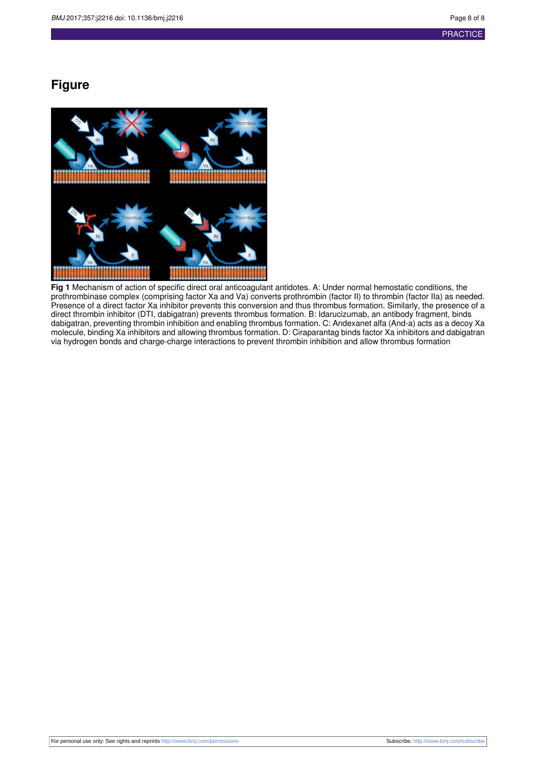## Figure

Thrombus
IIa
II
Xa
Va
DTI

Thrombus
IIa
II
And-a
Xa
Va

DTI
Thrombus
IIa
II
Xa
Va

DTI
Thrombus
IIa
II
Xa
Va

**Fig 1** Mechanism of action of specific direct oral anticoagulant antidotes. A: Under normal hemostatic conditions, the prothrombinase complex (comprising factor Xa and Va) converts prothrombin (factor II) to thrombin (factor IIa) as needed. Presence of a direct factor Xa inhibitor prevents this conversion and thus thrombus formation. Similarly, the presence of a direct thrombin inhibitor (DTI, dabigatran) prevents thrombus formation. B: Idarucizumab, an antibody fragment, binds dabigatran, preventing thrombin inhibition and enabling thrombus formation. C: Andexanet alfa (And-a) acts as a decoy Xa molecule, binding Xa inhibitors and allowing thrombus formation. D: Ciraparantag binds factor Xa inhibitors and dabigatran via hydrogen bonds and charge-charge interactions to prevent thrombin inhibition and allow thrombus formation